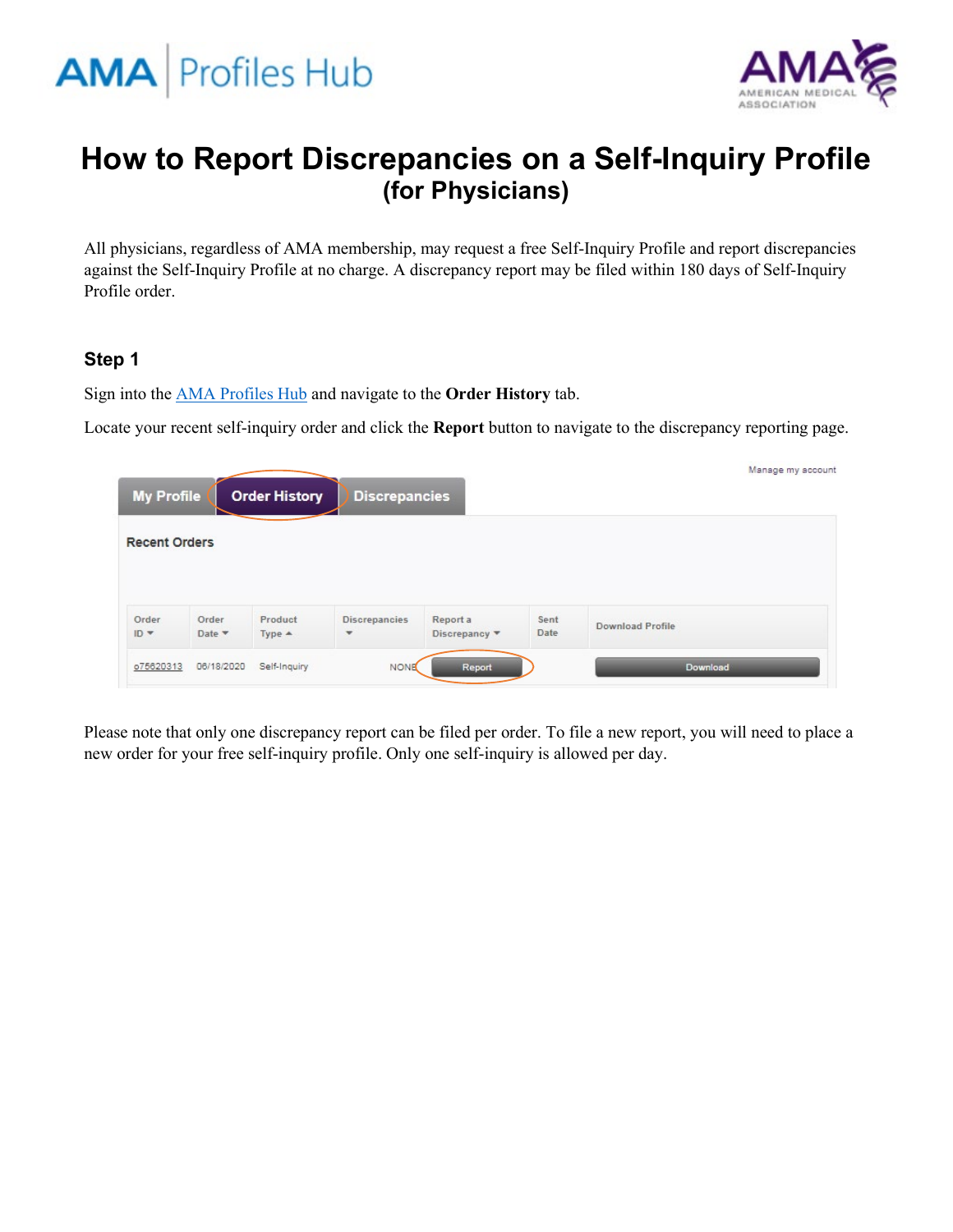# How to Report Discrepancies on a Self-Inquiry Profile
## (for Physicians)

All physicians, regardless of AMA membership, may request a free Self-Inquiry Profile and report discrepancies against the Self-Inquiry Profile at no charge. A discrepancy report may be filed within 180 days of Self-Inquiry Profile order.

### Step 1

Sign into the AMA Profiles Hub and navigate to the **Order History** tab.

Locate your recent self-inquiry order and click the **Report** button to navigate to the discrepancy reporting page.

Please note that only one discrepancy report can be filed per order. To file a new report, you will need to place a new order for your free self-inquiry profile. Only one self-inquiry is allowed per day.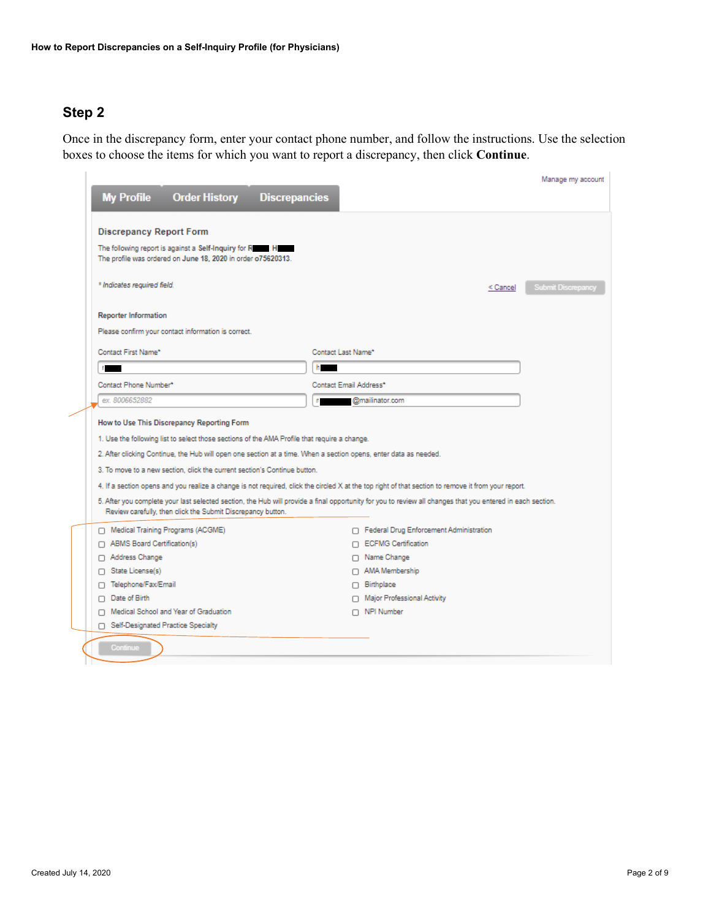## Step 2

Once in the discrepancy form, enter your contact phone number, and follow the instructions. Use the selection boxes to choose the items for which you want to report a discrepancy, then click **Continue**.

My Profile | Order History | Discrepancies

Manage my account

### Discrepancy Report Form

The following report is against a Self-Inquiry for R███ H███

The profile was ordered on June 18, 2020 in order o75620313.

* *Indicates required field.*

< Cancel | Submit Discrepancy

**Reporter Information**

Please confirm your contact information is correct.

Contact First Name*: ███

Contact Last Name*: ███

Contact Phone Number*: ex. 8006652882

Contact Email Address*: ███@mailinator.com

**How to Use This Discrepancy Reporting Form**

1. Use the following list to select those sections of the AMA Profile that require a change.
2. After clicking Continue, the Hub will open one section at a time. When a section opens, enter data as needed.
3. To move to a new section, click the current section's Continue button.
4. If a section opens and you realize a change is not required, click the circled X at the top right of that section to remove it from your report.
5. After you complete your last selected section, the Hub will provide a final opportunity for you to review all changes that you entered in each section. Review carefully, then click the Submit Discrepancy button.

- ☐ Medical Training Programs (ACGME)
- ☐ ABMS Board Certification(s)
- ☐ Address Change
- ☐ State License(s)
- ☐ Telephone/Fax/Email
- ☐ Date of Birth
- ☐ Medical School and Year of Graduation
- ☐ Self-Designated Practice Specialty
- ☐ Federal Drug Enforcement Administration
- ☐ ECFMG Certification
- ☐ Name Change
- ☐ AMA Membership
- ☐ Birthplace
- ☐ Major Professional Activity
- ☐ NPI Number

Continue

Created July 14, 2020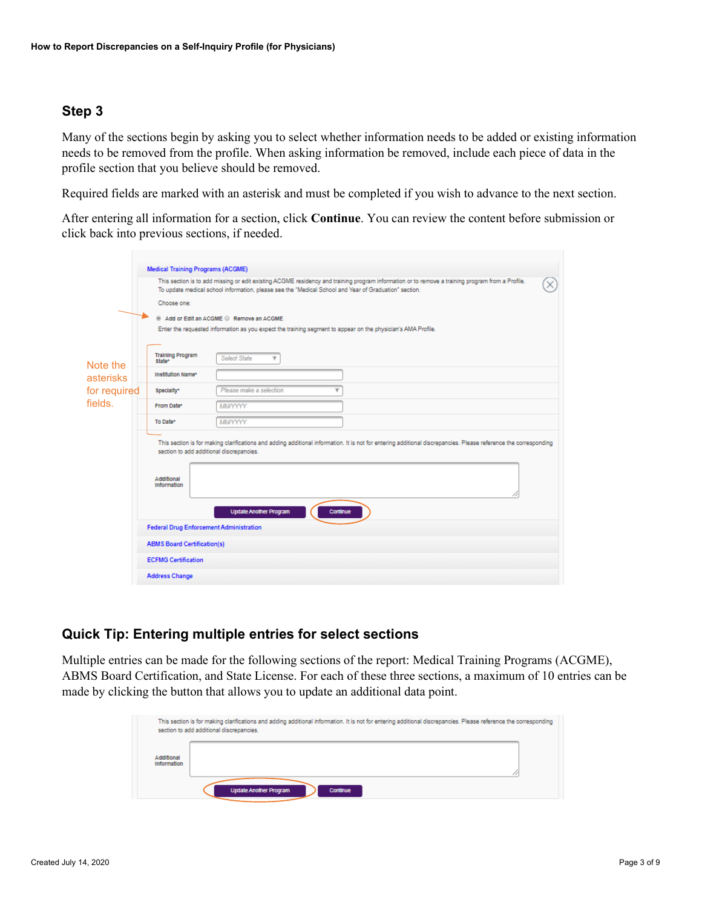## Step 3

Many of the sections begin by asking you to select whether information needs to be added or existing information needs to be removed from the profile. When asking information be removed, include each piece of data in the profile section that you believe should be removed.

Required fields are marked with an asterisk and must be completed if you wish to advance to the next section.

After entering all information for a section, click **Continue**. You can review the content before submission or click back into previous sections, if needed.

Medical Training Programs (ACGME)

This section is to add missing or edit existing ACGME residency and training program information or to remove a training program from a Profile. To update medical school information, please see the "Medical School and Year of Graduation" section.

Choose one:

Add or Edit an ACGME   Remove an ACGME

Enter the requested information as you expect the training segment to appear on the physician's AMA Profile.

Note the asterisks for required fields.

Training Program State* — Select State

Institution Name*

Specialty* — Please make a selection

From Date* — MM/YYYY

To Date* — MM/YYYY

This section is for making clarifications and adding additional information. It is not for entering additional discrepancies. Please reference the corresponding section to add additional discrepancies.

Additional Information

Update Another Program   Continue

Federal Drug Enforcement Administration

ABMS Board Certification(s)

ECFMG Certification

Address Change

## Quick Tip: Entering multiple entries for select sections

Multiple entries can be made for the following sections of the report: Medical Training Programs (ACGME), ABMS Board Certification, and State License. For each of these three sections, a maximum of 10 entries can be made by clicking the button that allows you to update an additional data point.

This section is for making clarifications and adding additional information. It is not for entering additional discrepancies. Please reference the corresponding section to add additional discrepancies.

Additional Information

Update Another Program   Continue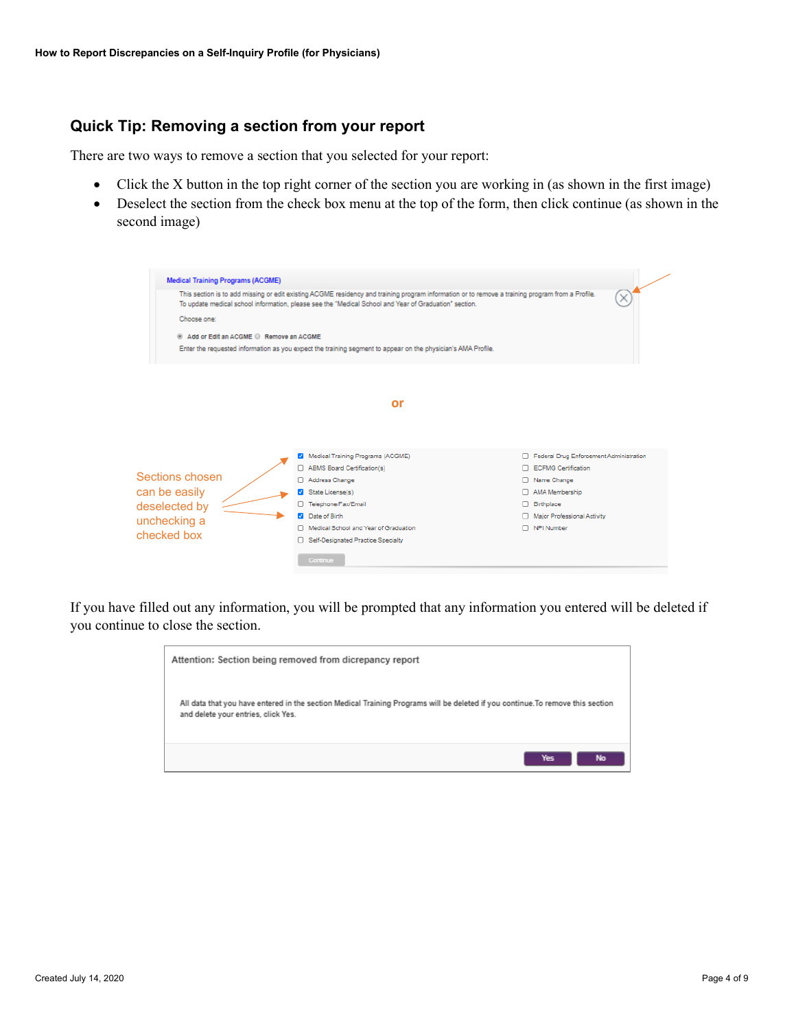## Quick Tip: Removing a section from your report

There are two ways to remove a section that you selected for your report:

- Click the X button in the top right corner of the section you are working in (as shown in the first image)
- Deselect the section from the check box menu at the top of the form, then click continue (as shown in the second image)

Medical Training Programs (ACGME)

This section is to add missing or edit existing ACGME residency and training program information or to remove a training program from a Profile.
To update medical school information, please see the "Medical School and Year of Graduation" section.

Choose one:

Add or Edit an ACGME  Remove an ACGME

Enter the requested information as you expect the training segment to appear on the physician's AMA Profile.

or

Sections chosen can be easily deselected by unchecking a checked box

- [x] Medical Training Programs (ACGME)
- [ ] ABMS Board Certification(s)
- [ ] Address Change
- [x] State License(s)
- [ ] Telephone/Fax/Email
- [x] Date of Birth
- [ ] Medical School and Year of Graduation
- [ ] Self-Designated Practice Specialty
- [ ] Federal Drug Enforcement Administration
- [ ] ECFMG Certification
- [ ] Name Change
- [ ] AMA Membership
- [ ] Birthplace
- [ ] Major Professional Activity
- [ ] NPI Number

Continue

If you have filled out any information, you will be prompted that any information you entered will be deleted if you continue to close the section.

Attention: Section being removed from dicrepancy report

All data that you have entered in the section Medical Training Programs will be deleted if you continue.To remove this section and delete your entries, click Yes.

Yes  No

Created July 14, 2020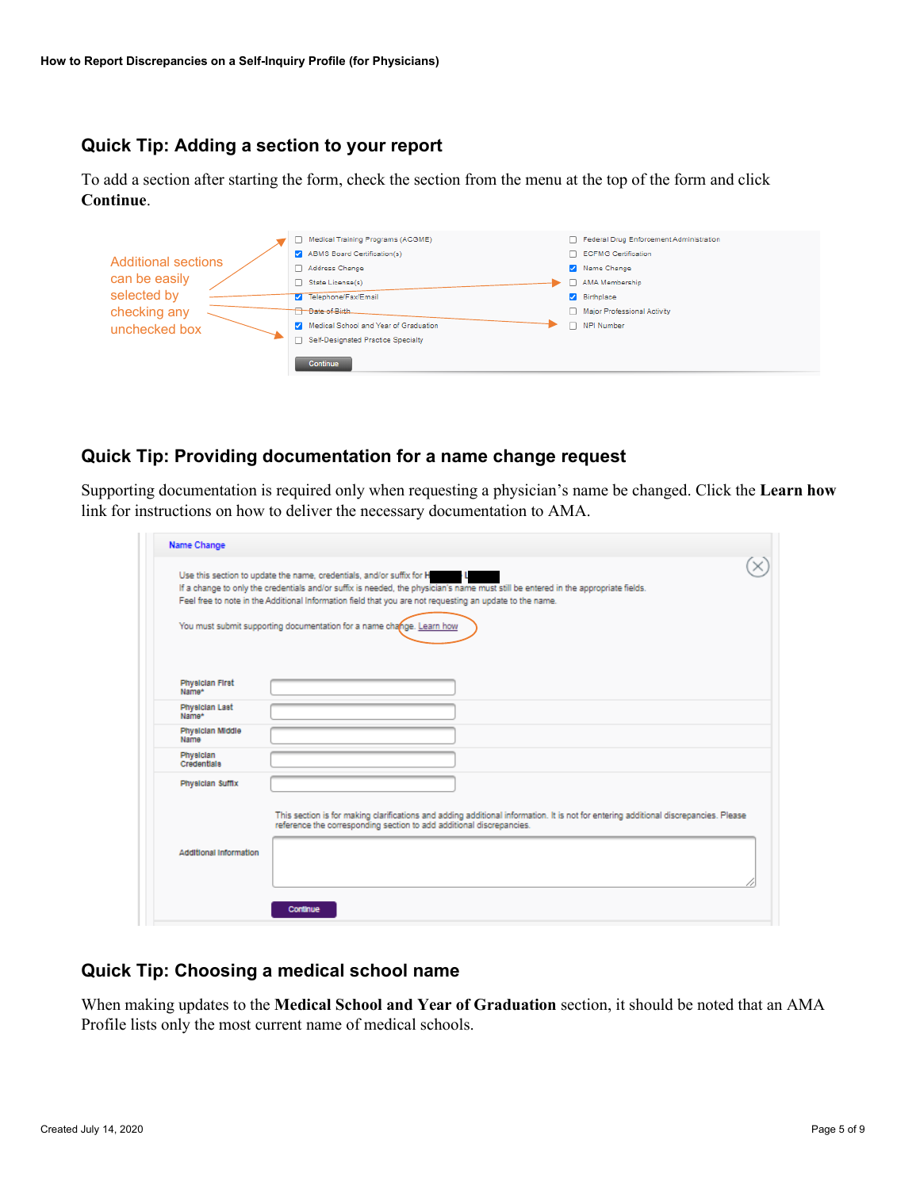## Quick Tip: Adding a section to your report

To add a section after starting the form, check the section from the menu at the top of the form and click **Continue**.

Additional sections can be easily selected by checking any unchecked box

- [ ] Medical Training Programs (ACGME)
- [x] ABMS Board Certification(s)
- [ ] Address Change
- [ ] State License(s)
- [x] Telephone/Fax/Email
- [ ] Date of Birth
- [x] Medical School and Year of Graduation
- [ ] Self-Designated Practice Specialty
- [ ] Federal Drug Enforcement Administration
- [ ] ECFMG Certification
- [x] Name Change
- [ ] AMA Membership
- [x] Birthplace
- [ ] Major Professional Activity
- [ ] NPI Number

Continue

## Quick Tip: Providing documentation for a name change request

Supporting documentation is required only when requesting a physician's name be changed. Click the **Learn how** link for instructions on how to deliver the necessary documentation to AMA.

**Name Change**

Use this section to update the name, credentials, and/or suffix for H████ L████
If a change to only the credentials and/or suffix is needed, the physician's name must still be entered in the appropriate fields.
Feel free to note in the Additional Information field that you are not requesting an update to the name.

You must submit supporting documentation for a name change. Learn how

Physician First Name*
Physician Last Name*
Physician Middle Name
Physician Credentials
Physician Suffix

This section is for making clarifications and adding additional information. It is not for entering additional discrepancies. Please reference the corresponding section to add additional discrepancies.

Additional Information

Continue

## Quick Tip: Choosing a medical school name

When making updates to the **Medical School and Year of Graduation** section, it should be noted that an AMA Profile lists only the most current name of medical schools.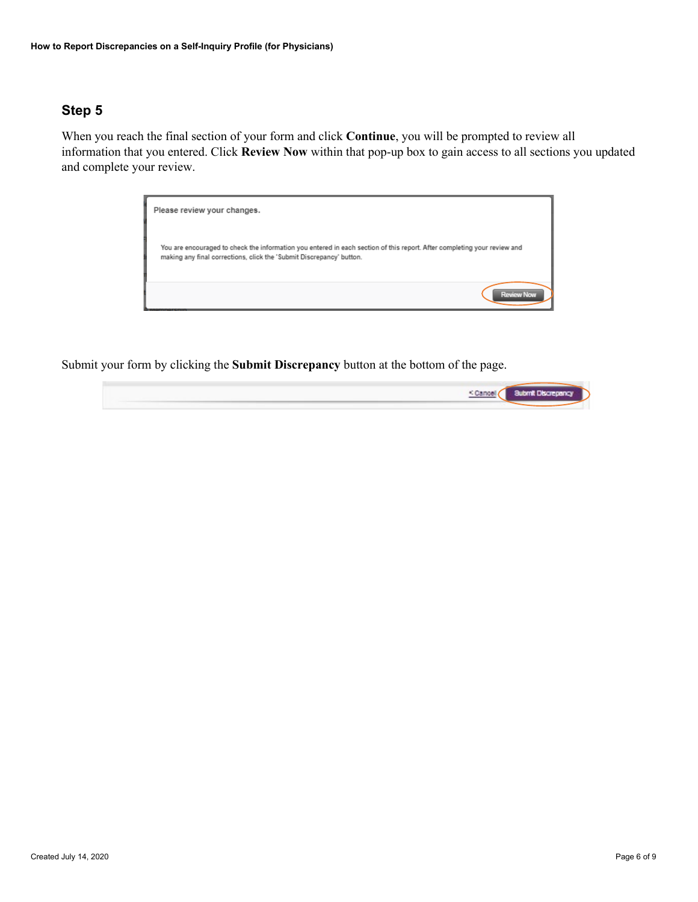## Step 5

When you reach the final section of your form and click **Continue**, you will be prompted to review all information that you entered. Click **Review Now** within that pop-up box to gain access to all sections you updated and complete your review.

Submit your form by clicking the **Submit Discrepancy** button at the bottom of the page.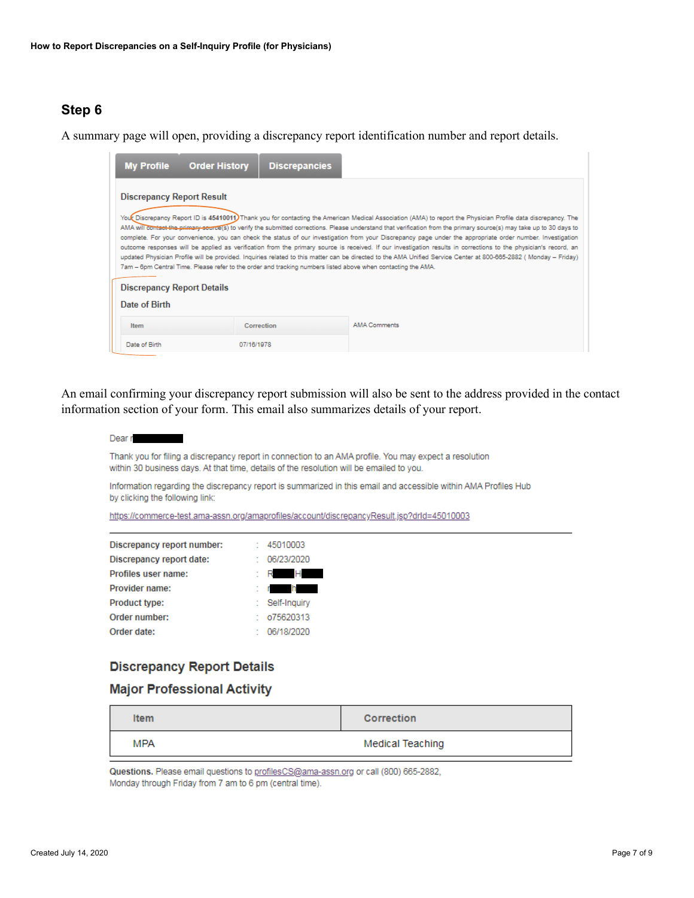## Step 6

A summary page will open, providing a discrepancy report identification number and report details.

My Profile | Order History | Discrepancies

**Discrepancy Report Result**

Your Discrepancy Report ID is **45410011**. Thank you for contacting the American Medical Association (AMA) to report the Physician Profile data discrepancy. The AMA will contact the primary source(s) to verify the submitted corrections. Please understand that verification from the primary source(s) may take up to 30 days to complete. For your convenience, you can check the status of our investigation from your Discrepancy page under the appropriate order number. Investigation outcome responses will be applied as verification from the primary source is received. If our investigation results in corrections to the physician's record, an updated Physician Profile will be provided. Inquiries related to this matter can be directed to the AMA Unified Service Center at 800-665-2882 ( Monday – Friday) 7am – 6pm Central Time. Please refer to the order and tracking numbers listed above when contacting the AMA.

**Discrepancy Report Details**

**Date of Birth**

| Item | Correction | AMA Comments |
|---|---|---|
| Date of Birth | 07/16/1978 | |

An email confirming your discrepancy report submission will also be sent to the address provided in the contact information section of your form. This email also summarizes details of your report.

Dear r

Thank you for filing a discrepancy report in connection to an AMA profile. You may expect a resolution within 30 business days. At that time, details of the resolution will be emailed to you.

Information regarding the discrepancy report is summarized in this email and accessible within AMA Profiles Hub by clicking the following link:

https://commerce-test.ama-assn.org/amaprofiles/account/discrepancyResult.jsp?drId=45010003

| | | |
|---|---|---|
| **Discrepancy report number:** | : | 45010003 |
| **Discrepancy report date:** | : | 06/23/2020 |
| **Profiles user name:** | : | R H |
| **Provider name:** | : | r n |
| **Product type:** | : | Self-Inquiry |
| **Order number:** | : | o75620313 |
| **Order date:** | : | 06/18/2020 |

### Discrepancy Report Details

### Major Professional Activity

| Item | Correction |
|---|---|
| MPA | Medical Teaching |

**Questions.** Please email questions to profilesCS@ama-assn.org or call (800) 665-2882, Monday through Friday from 7 am to 6 pm (central time).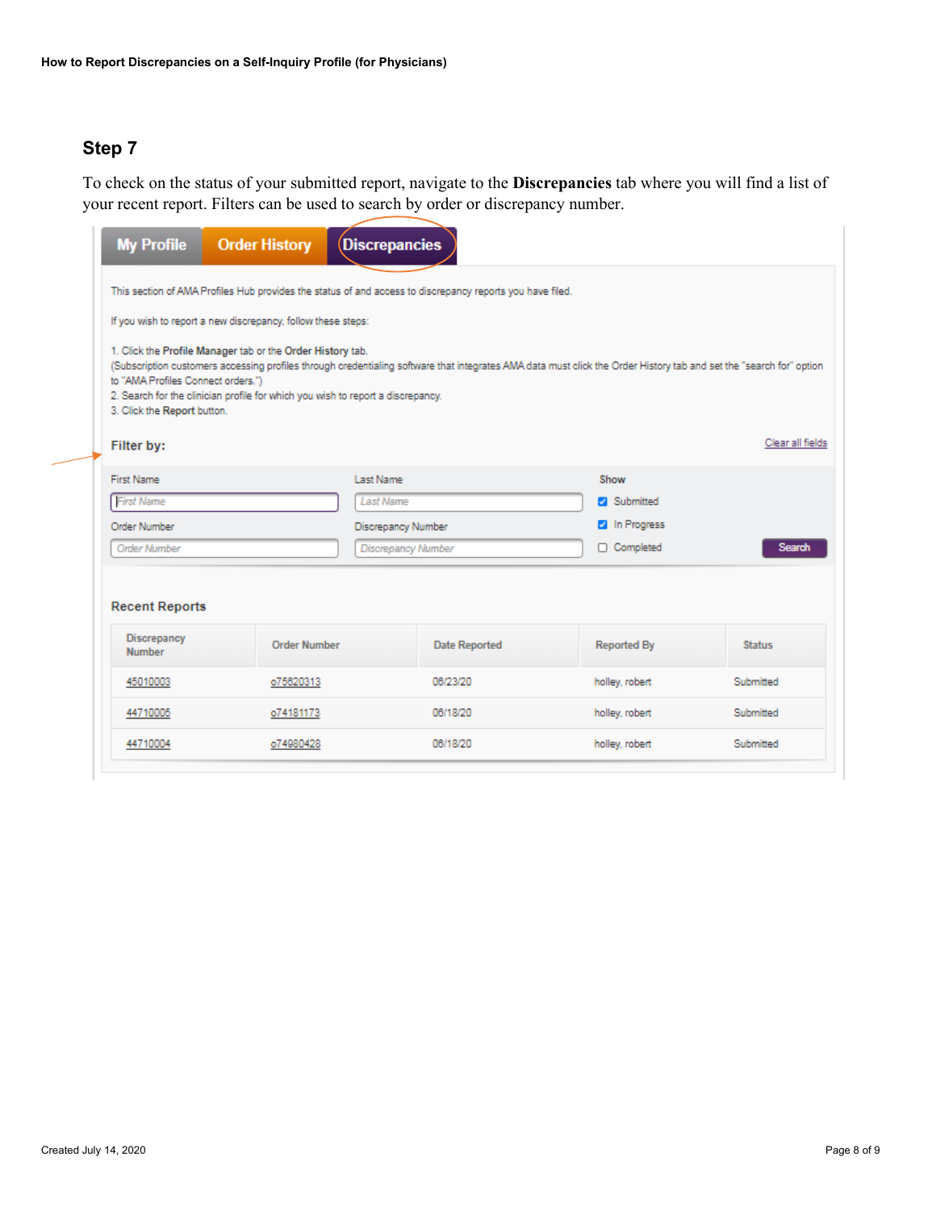## Step 7

To check on the status of your submitted report, navigate to the **Discrepancies** tab where you will find a list of your recent report. Filters can be used to search by order or discrepancy number.

My Profile | Order History | Discrepancies

This section of AMA Profiles Hub provides the status of and access to discrepancy reports you have filed.

If you wish to report a new discrepancy, follow these steps:

1. Click the **Profile Manager** tab or the **Order History** tab.
(Subscription customers accessing profiles through credentialing software that integrates AMA data must click the Order History tab and set the "search for" option to "AMA Profiles Connect orders.")
2. Search for the clinician profile for which you wish to report a discrepancy.
3. Click the **Report** button.

**Filter by:** Clear all fields

First Name | Last Name | Show
Order Number | Discrepancy Number

- [x] Submitted
- [x] In Progress
- [ ] Completed

Search

**Recent Reports**

| Discrepancy Number | Order Number | Date Reported | Reported By | Status |
|---|---|---|---|---|
| 45010003 | o75620313 | 06/23/20 | holley, robert | Submitted |
| 44710005 | o74181173 | 06/18/20 | holley, robert | Submitted |
| 44710004 | o74980428 | 06/18/20 | holley, robert | Submitted |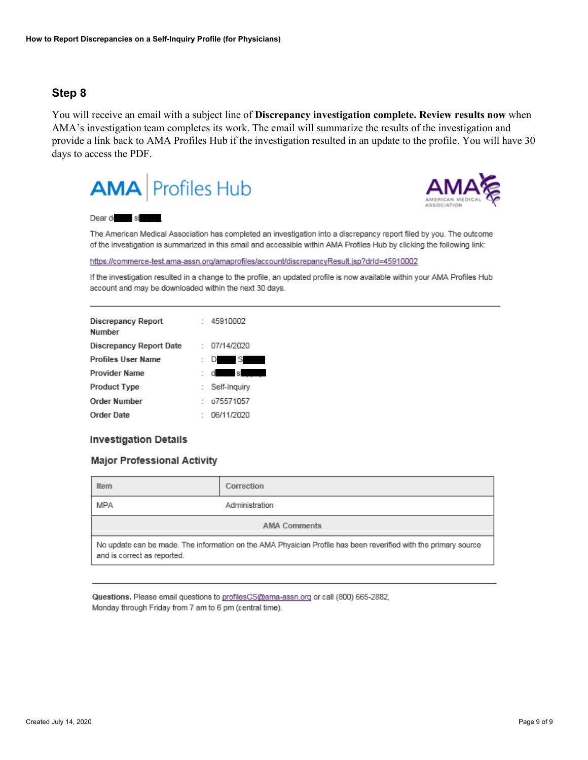## Step 8

You will receive an email with a subject line of **Discrepancy investigation complete. Review results now** when AMA's investigation team completes its work. The email will summarize the results of the investigation and provide a link back to AMA Profiles Hub if the investigation resulted in an update to the profile. You will have 30 days to access the PDF.

AMA | Profiles Hub

AMA AMERICAN MEDICAL ASSOCIATION

Dear d█ s█,

The American Medical Association has completed an investigation into a discrepancy report filed by you. The outcome of the investigation is summarized in this email and accessible within AMA Profiles Hub by clicking the following link:

https://commerce-test.ama-assn.org/amaprofiles/account/discrepancyResult.jsp?drId=45910002

If the investigation resulted in a change to the profile, an updated profile is now available within your AMA Profiles Hub account and may be downloaded within the next 30 days.

| | | |
|---|---|---|
| **Discrepancy Report Number** | : | 45910002 |
| **Discrepancy Report Date** | : | 07/14/2020 |
| **Profiles User Name** | : | D█ S█ |
| **Provider Name** | : | d█ s█ |
| **Product Type** | : | Self-Inquiry |
| **Order Number** | : | o75571057 |
| **Order Date** | : | 06/11/2020 |

### Investigation Details

#### Major Professional Activity

| Item | Correction |
|---|---|
| MPA | Administration |
| **AMA Comments** | |
| No update can be made. The information on the AMA Physician Profile has been reverified with the primary source and is correct as reported. | |

**Questions.** Please email questions to profilesCS@ama-assn.org or call (800) 665-2882, Monday through Friday from 7 am to 6 pm (central time).